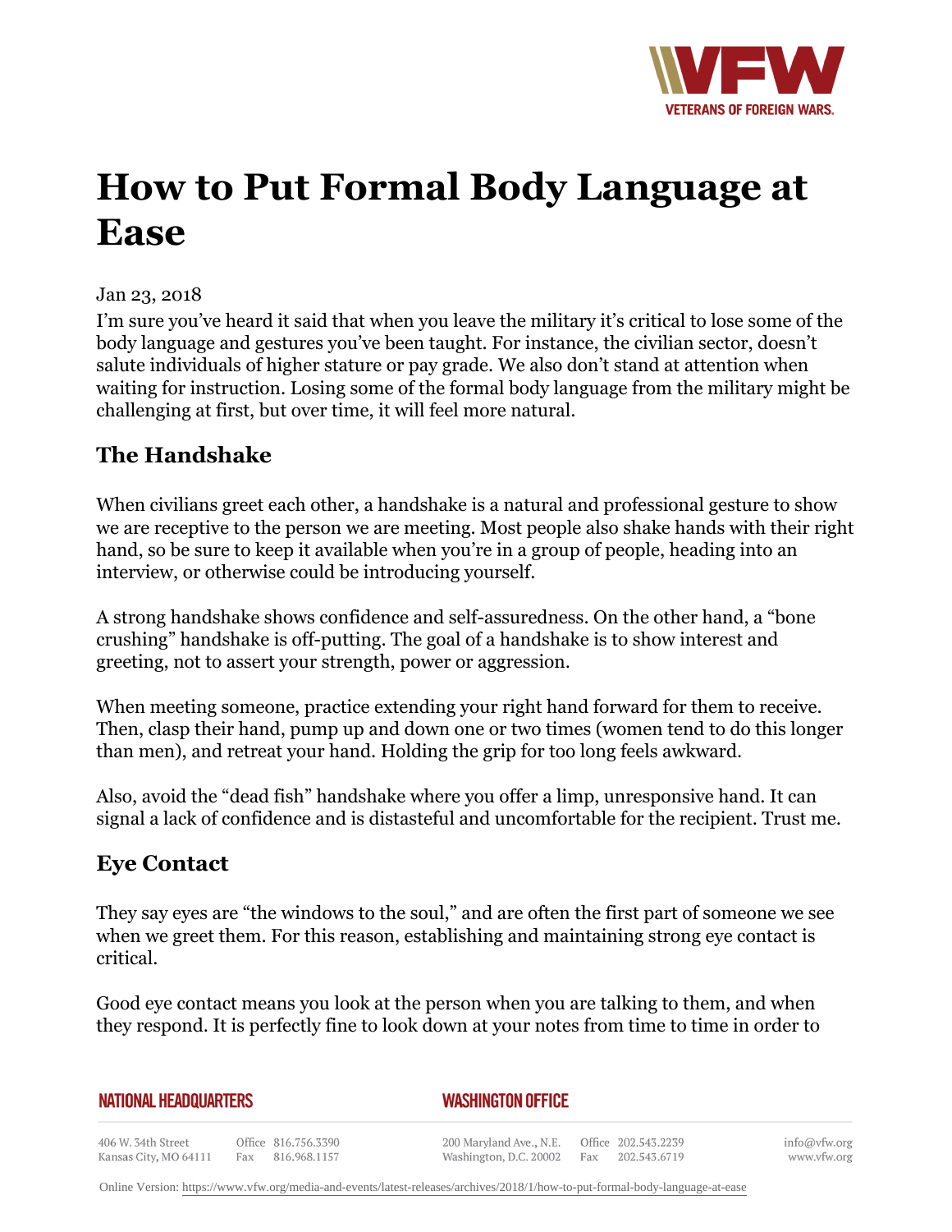# How to Put Formal Body Language at Ease

Jan 23, 2018

I'm sure you've heard it said that when you leave the military it's critical to lose some of the body language and gestures you've been taught. For instance, the civilian sector, doesn't salute individuals of higher stature or pay grade. We also don't stand at attention when waiting for instruction. Losing some of the formal body language from the military might be challenging at first, but over time, it will feel more natural.

## The Handshake

When civilians greet each other, a handshake is a natural and professional gesture to show we are receptive to the person we are meeting. Most people also shake hands with their right hand, so be sure to keep it available when you're in a group of people, heading into an interview, or otherwise could be introducing yourself.

A strong handshake shows confidence and self-assuredness. On the other hand, a "bone crushing" handshake is off-putting. The goal of a handshake is to show interest and greeting, not to assert your strength, power or aggression.

When meeting someone, practice extending your right hand forward for them to receive. Then, clasp their hand, pump up and down one or two times (women tend to do this longer than men), and retreat your hand. Holding the grip for too long feels awkward.

Also, avoid the "dead fish" handshake where you offer a limp, unresponsive hand. It can signal a lack of confidence and is distasteful and uncomfortable for the recipient. Trust me.

## Eye Contact

They say eyes are "the windows to the soul," and are often the first part of someone we see when we greet them. For this reason, establishing and maintaining strong eye contact is critical.

Good eye contact means you look at the person when you are talking to them, and when they respond. It is perfectly fine to look down at your notes from time to time in order to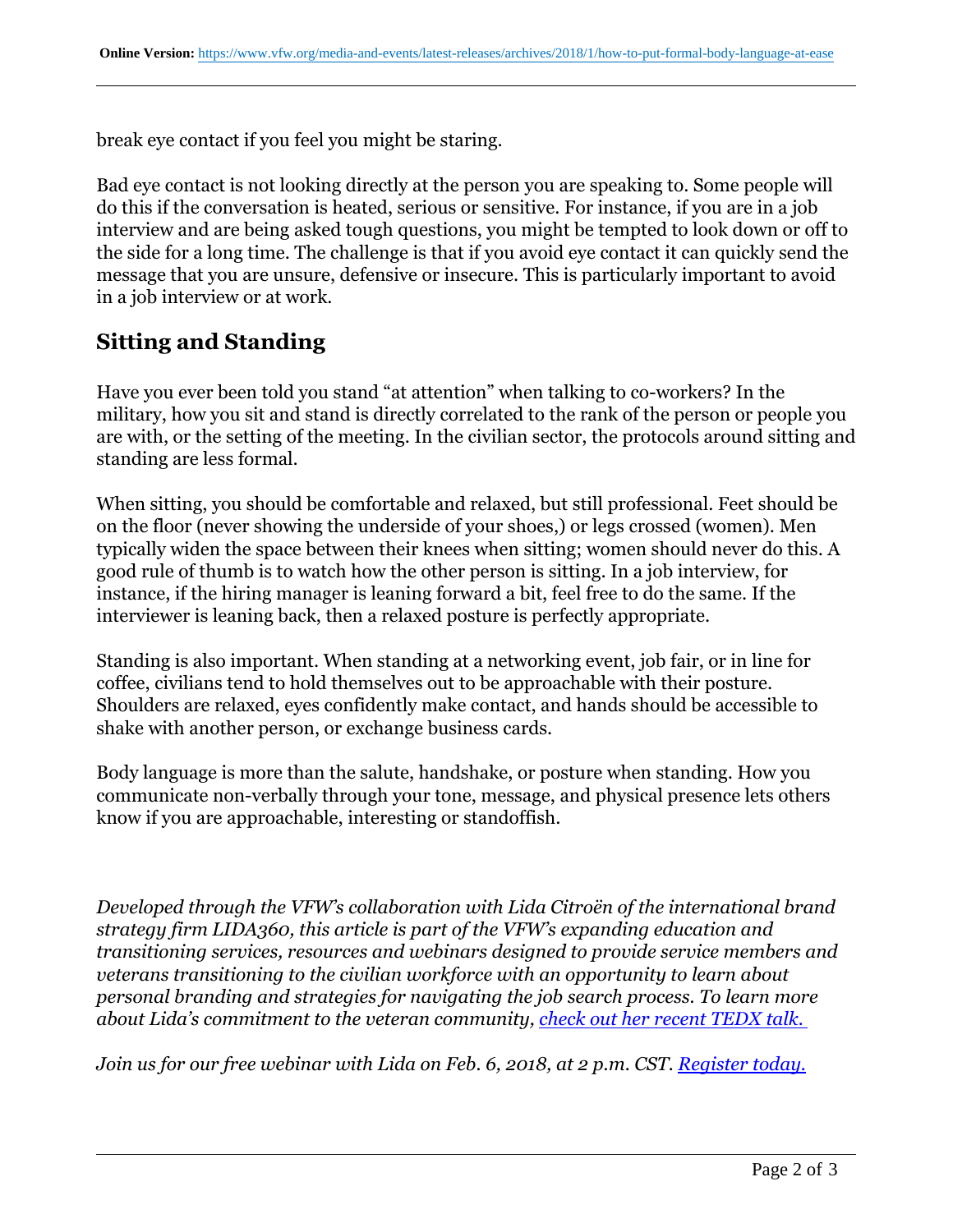break eye contact if you feel you might be staring.

Bad eye contact is not looking directly at the person you are speaking to. Some people will do this if the conversation is heated, serious or sensitive. For instance, if you are in a job interview and are being asked tough questions, you might be tempted to look down or off to the side for a long time. The challenge is that if you avoid eye contact it can quickly send the message that you are unsure, defensive or insecure. This is particularly important to avoid in a job interview or at work.

## Sitting and Standing

Have you ever been told you stand "at attention" when talking to co-workers? In the military, how you sit and stand is directly correlated to the rank of the person or people you are with, or the setting of the meeting. In the civilian sector, the protocols around sitting and standing are less formal.

When sitting, you should be comfortable and relaxed, but still professional. Feet should be on the floor (never showing the underside of your shoes,) or legs crossed (women). Men typically widen the space between their knees when sitting; women should never do this. A good rule of thumb is to watch how the other person is sitting. In a job interview, for instance, if the hiring manager is leaning forward a bit, feel free to do the same. If the interviewer is leaning back, then a relaxed posture is perfectly appropriate.

Standing is also important. When standing at a networking event, job fair, or in line for coffee, civilians tend to hold themselves out to be approachable with their posture. Shoulders are relaxed, eyes confidently make contact, and hands should be accessible to shake with another person, or exchange business cards.

Body language is more than the salute, handshake, or posture when standing. How you communicate non-verbally through your tone, message, and physical presence lets others know if you are approachable, interesting or standoffish.

*Developed through the VFW's collaboration with Lida Citroën of the international brand strategy firm LIDA360, this article is part of the VFW's expanding education and transitioning services, resources and webinars designed to provide service members and veterans transitioning to the civilian workforce with an opportunity to learn about personal branding and strategies for navigating the job search process. To learn more about Lida's commitment to the veteran community, check out her recent TEDX talk.*

*Join us for our free webinar with Lida on Feb. 6, 2018, at 2 p.m. CST. Register today.*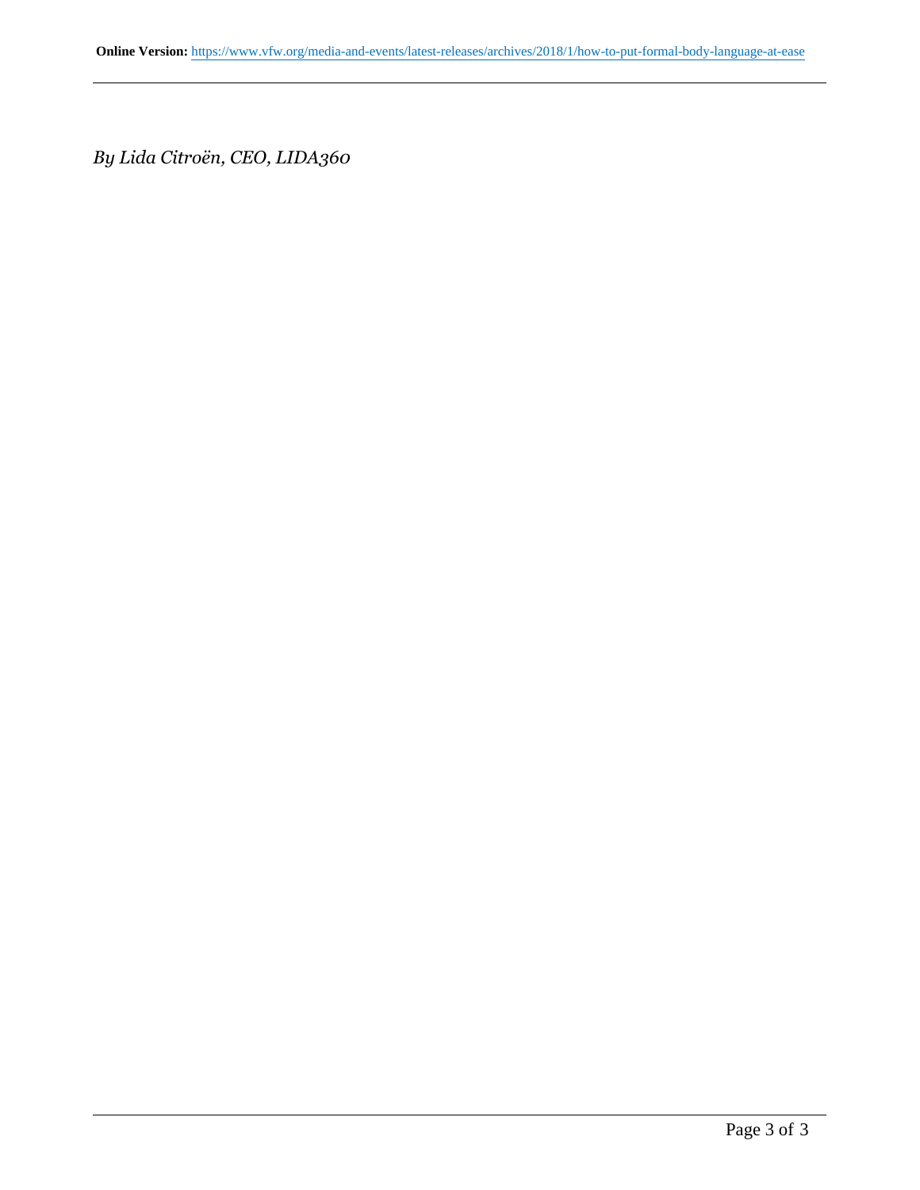*By Lida Citroën, CEO, LIDA360*